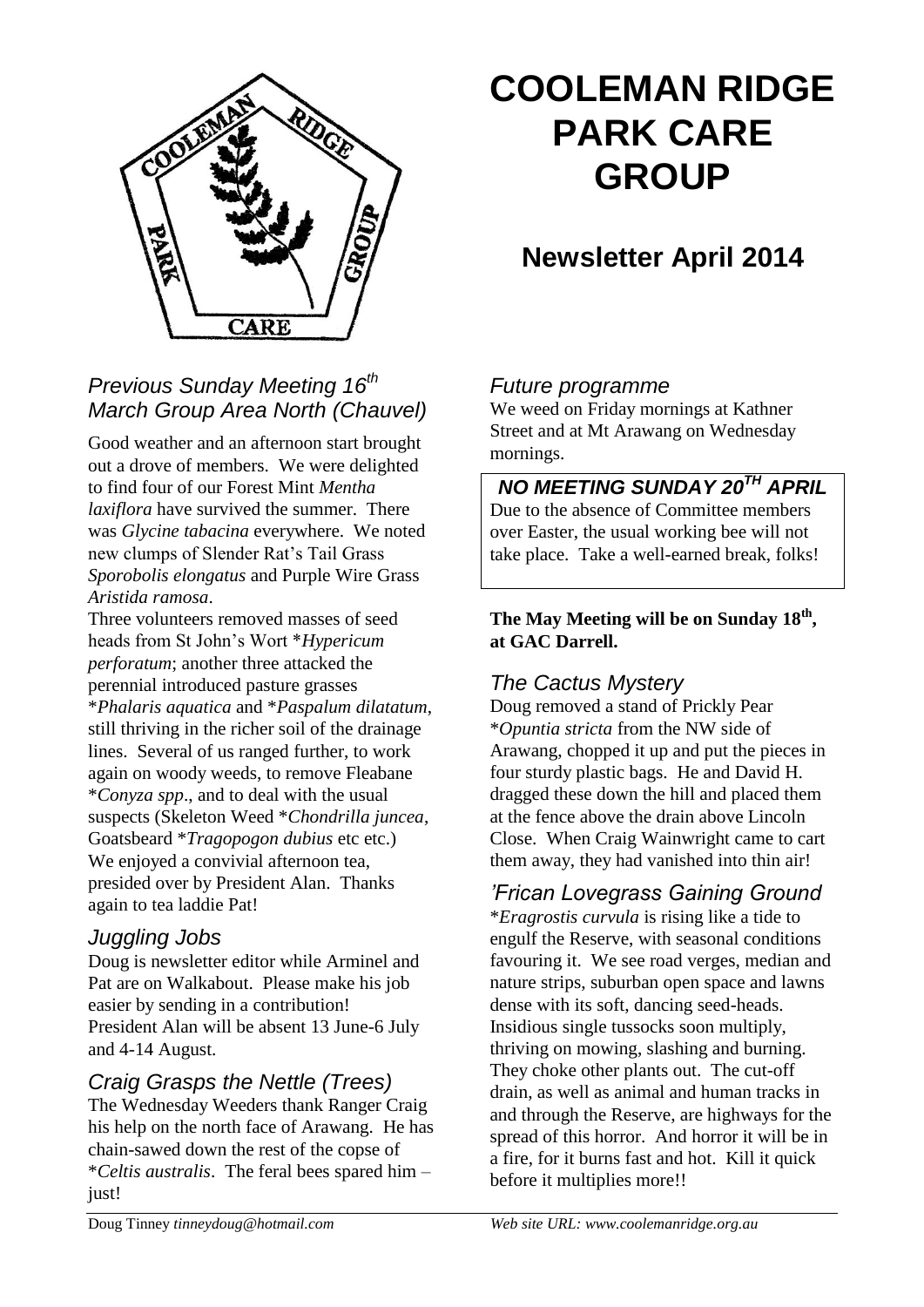# COOLEMAN RIDGE PARK CARE GROUP

## Newsletter April 2014

### *Previous Sunday Meeting 16th March Group Area North (Chauvel)*

Good weather and an afternoon start brought out a drove of members. We were delighted to find four of our Forest Mint *Mentha laxiflora* have survived the summer. There was *Glycine tabacina* everywhere. We noted new clumps of Slender Rat's Tail Grass *Sporobolis elongatus* and Purple Wire Grass *Aristida ramosa*.

Three volunteers removed masses of seed heads from St John's Wort **Hypericum perforatum*; another three attacked the perennial introduced pasture grasses **Phalaris aquatica* and **Paspalum dilatatum*, still thriving in the richer soil of the drainage lines. Several of us ranged further, to work again on woody weeds, to remove Fleabane **Conyza spp*., and to deal with the usual suspects (Skeleton Weed **Chondrilla juncea*, Goatsbeard **Tragopogon dubius* etc etc.) We enjoyed a convivial afternoon tea, presided over by President Alan. Thanks again to tea laddie Pat!

### *Juggling Jobs*

Doug is newsletter editor while Arminel and Pat are on Walkabout. Please make his job easier by sending in a contribution! President Alan will be absent 13 June-6 July and 4-14 August.

### *Craig Grasps the Nettle (Trees)*

The Wednesday Weeders thank Ranger Craig his help on the north face of Arawang. He has chain-sawed down the rest of the copse of **Celtis australis*. The feral bees spared him – just!

### *Future programme*

We weed on Friday mornings at Kathner Street and at Mt Arawang on Wednesday mornings.

***NO MEETING SUNDAY 20TH APRIL***

Due to the absence of Committee members over Easter, the usual working bee will not take place. Take a well-earned break, folks!

**The May Meeting will be on Sunday 18th, at GAC Darrell.**

### *The Cactus Mystery*

Doug removed a stand of Prickly Pear **Opuntia stricta* from the NW side of Arawang, chopped it up and put the pieces in four sturdy plastic bags. He and David H. dragged these down the hill and placed them at the fence above the drain above Lincoln Close. When Craig Wainwright came to cart them away, they had vanished into thin air!

### *'Frican Lovegrass Gaining Ground*

**Eragrostis curvula* is rising like a tide to engulf the Reserve, with seasonal conditions favouring it. We see road verges, median and nature strips, suburban open space and lawns dense with its soft, dancing seed-heads. Insidious single tussocks soon multiply, thriving on mowing, slashing and burning. They choke other plants out. The cut-off drain, as well as animal and human tracks in and through the Reserve, are highways for the spread of this horror. And horror it will be in a fire, for it burns fast and hot. Kill it quick before it multiplies more!!

Doug Tinney *tinneydoug@hotmail.com* — *Web site URL: www.coolemanridge.org.au*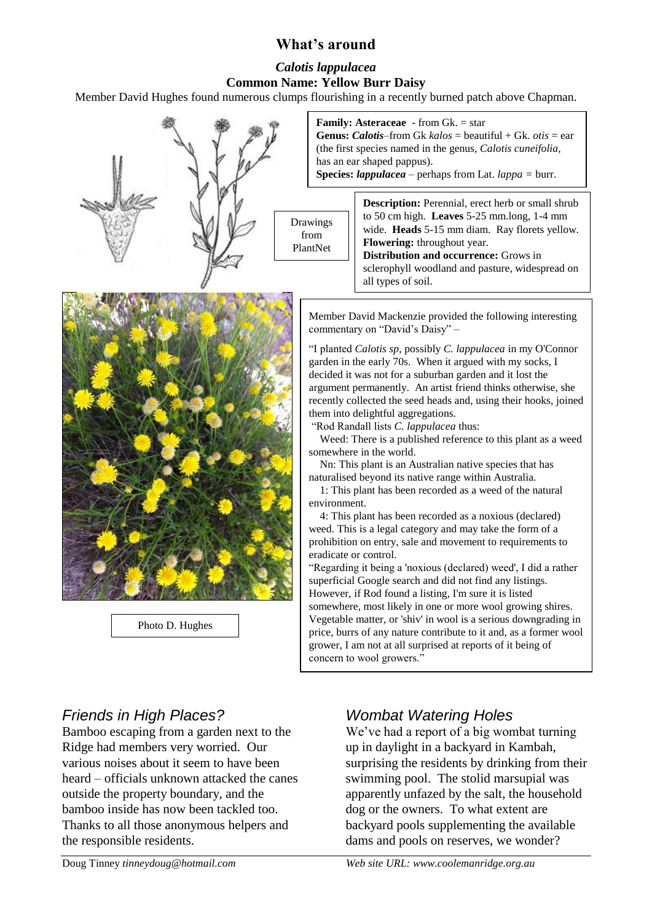# What's around

## *Calotis lappulacea*
## Common Name: Yellow Burr Daisy

Member David Hughes found numerous clumps flourishing in a recently burned patch above Chapman.

**Family: Asteraceae** - from Gk. = star
**Genus:** ***Calotis***–from Gk *kalos* = beautiful + Gk. *otis* = ear (the first species named in the genus, *Calotis cuneifolia*, has an ear shaped pappus).
**Species:** ***lappulacea*** – perhaps from Lat. *lappa* = burr.

Drawings from PlantNet

**Description:** Perennial, erect herb or small shrub to 50 cm high. **Leaves** 5-25 mm.long, 1-4 mm wide. **Heads** 5-15 mm diam. Ray florets yellow.
**Flowering:** throughout year.
**Distribution and occurrence:** Grows in sclerophyll woodland and pasture, widespread on all types of soil.

Photo D. Hughes

Member David Mackenzie provided the following interesting commentary on "David's Daisy" –

"I planted *Calotis sp*, possibly *C. lappulacea* in my O'Connor garden in the early 70s. When it argued with my socks, I decided it was not for a suburban garden and it lost the argument permanently. An artist friend thinks otherwise, she recently collected the seed heads and, using their hooks, joined them into delightful aggregations.

"Rod Randall lists *C. lappulacea* thus:

Weed: There is a published reference to this plant as a weed somewhere in the world.

Nn: This plant is an Australian native species that has naturalised beyond its native range within Australia.

1: This plant has been recorded as a weed of the natural environment.

4: This plant has been recorded as a noxious (declared) weed. This is a legal category and may take the form of a prohibition on entry, sale and movement to requirements to eradicate or control.

"Regarding it being a 'noxious (declared) weed', I did a rather superficial Google search and did not find any listings. However, if Rod found a listing, I'm sure it is listed somewhere, most likely in one or more wool growing shires. Vegetable matter, or 'shiv' in wool is a serious downgrading in price, burrs of any nature contribute to it and, as a former wool grower, I am not at all surprised at reports of it being of concern to wool growers."

## *Friends in High Places?*

Bamboo escaping from a garden next to the Ridge had members very worried. Our various noises about it seem to have been heard – officials unknown attacked the canes outside the property boundary, and the bamboo inside has now been tackled too. Thanks to all those anonymous helpers and the responsible residents.

## *Wombat Watering Holes*

We've had a report of a big wombat turning up in daylight in a backyard in Kambah, surprising the residents by drinking from their swimming pool. The stolid marsupial was apparently unfazed by the salt, the household dog or the owners. To what extent are backyard pools supplementing the available dams and pools on reserves, we wonder?

Doug Tinney *tinneydoug@hotmail.com*

*Web site URL: www.coolemanridge.org.au*